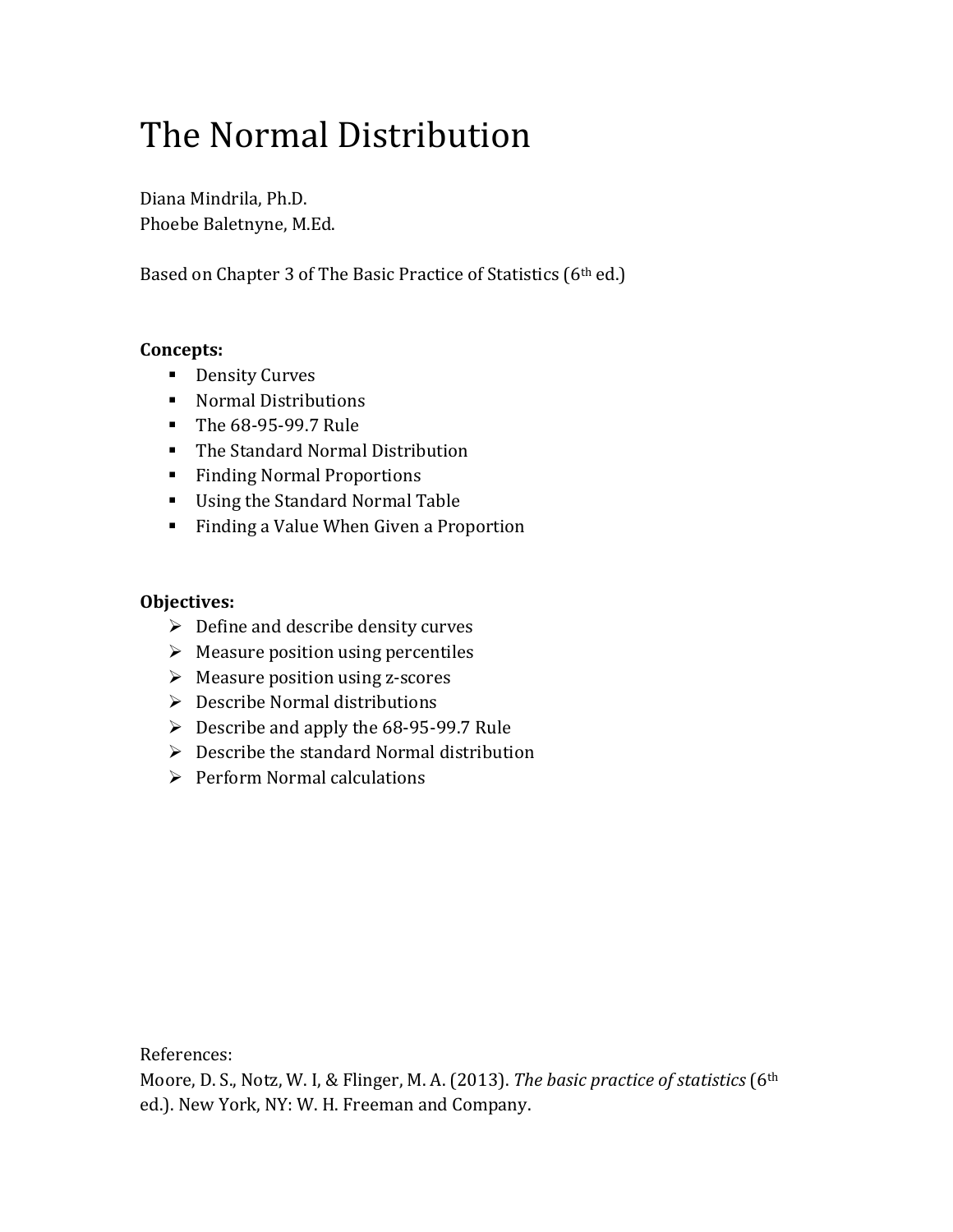# The Normal Distribution

Diana Mindrila, Ph.D.
Phoebe Baletnyne, M.Ed.

Based on Chapter 3 of The Basic Practice of Statistics (6th ed.)

**Concepts:**

- Density Curves
- Normal Distributions
- The 68-95-99.7 Rule
- The Standard Normal Distribution
- Finding Normal Proportions
- Using the Standard Normal Table
- Finding a Value When Given a Proportion

**Objectives:**

- Define and describe density curves
- Measure position using percentiles
- Measure position using z-scores
- Describe Normal distributions
- Describe and apply the 68-95-99.7 Rule
- Describe the standard Normal distribution
- Perform Normal calculations

References:
Moore, D. S., Notz, W. I, & Flinger, M. A. (2013). *The basic practice of statistics* (6th ed.). New York, NY: W. H. Freeman and Company.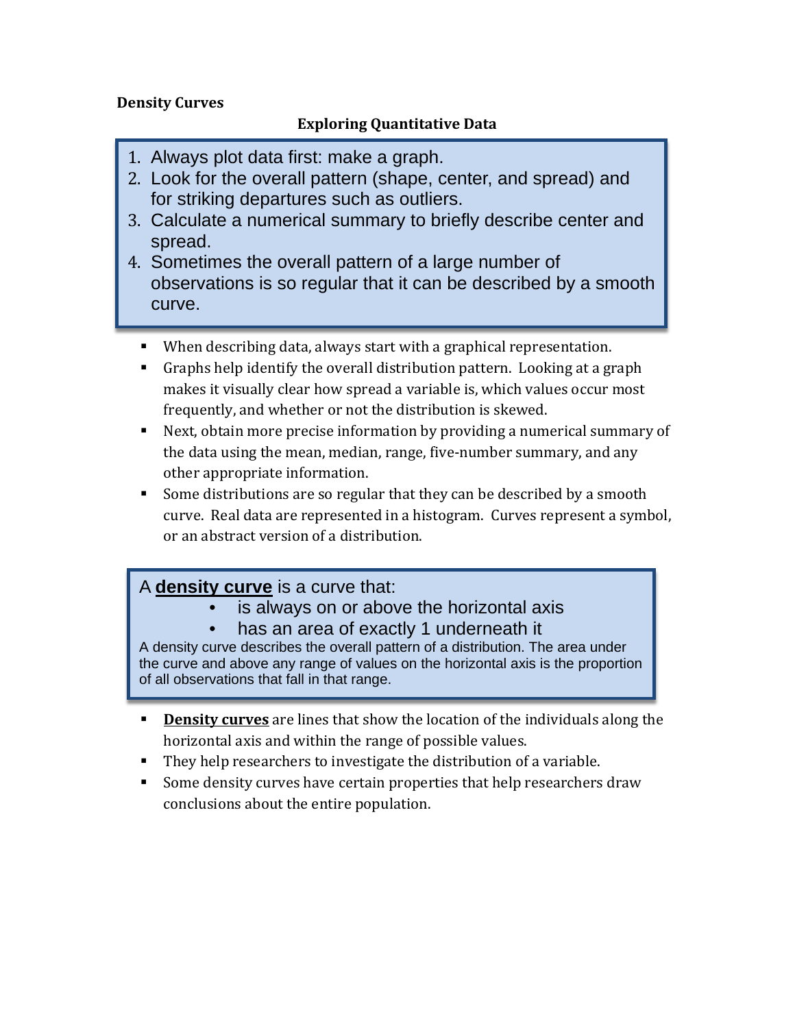**Density Curves**

**Exploring Quantitative Data**

1. Always plot data first: make a graph.
2. Look for the overall pattern (shape, center, and spread) and for striking departures such as outliers.
3. Calculate a numerical summary to briefly describe center and spread.
4. Sometimes the overall pattern of a large number of observations is so regular that it can be described by a smooth curve.

- When describing data, always start with a graphical representation.
- Graphs help identify the overall distribution pattern. Looking at a graph makes it visually clear how spread a variable is, which values occur most frequently, and whether or not the distribution is skewed.
- Next, obtain more precise information by providing a numerical summary of the data using the mean, median, range, five-number summary, and any other appropriate information.
- Some distributions are so regular that they can be described by a smooth curve. Real data are represented in a histogram. Curves represent a symbol, or an abstract version of a distribution.

A **density curve** is a curve that:

- is always on or above the horizontal axis
- has an area of exactly 1 underneath it

A density curve describes the overall pattern of a distribution. The area under the curve and above any range of values on the horizontal axis is the proportion of all observations that fall in that range.

- **Density curves** are lines that show the location of the individuals along the horizontal axis and within the range of possible values.
- They help researchers to investigate the distribution of a variable.
- Some density curves have certain properties that help researchers draw conclusions about the entire population.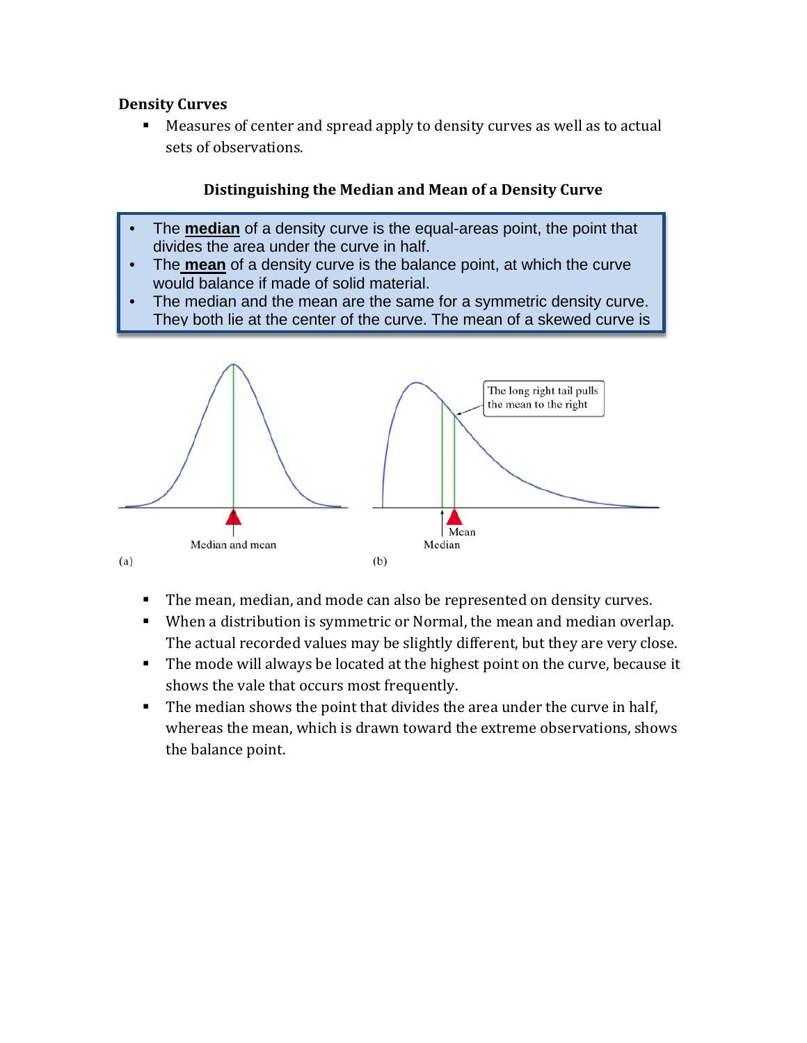**Density Curves**

- Measures of center and spread apply to density curves as well as to actual sets of observations.

**Distinguishing the Median and Mean of a Density Curve**

- The **median** of a density curve is the equal-areas point, the point that divides the area under the curve in half.
- The **mean** of a density curve is the balance point, at which the curve would balance if made of solid material.
- The median and the mean are the same for a symmetric density curve. They both lie at the center of the curve. The mean of a skewed curve is

The long right tail pulls the mean to the right

Median and mean

Mean

Median

(a)

(b)

- The mean, median, and mode can also be represented on density curves.
- When a distribution is symmetric or Normal, the mean and median overlap. The actual recorded values may be slightly different, but they are very close.
- The mode will always be located at the highest point on the curve, because it shows the vale that occurs most frequently.
- The median shows the point that divides the area under the curve in half, whereas the mean, which is drawn toward the extreme observations, shows the balance point.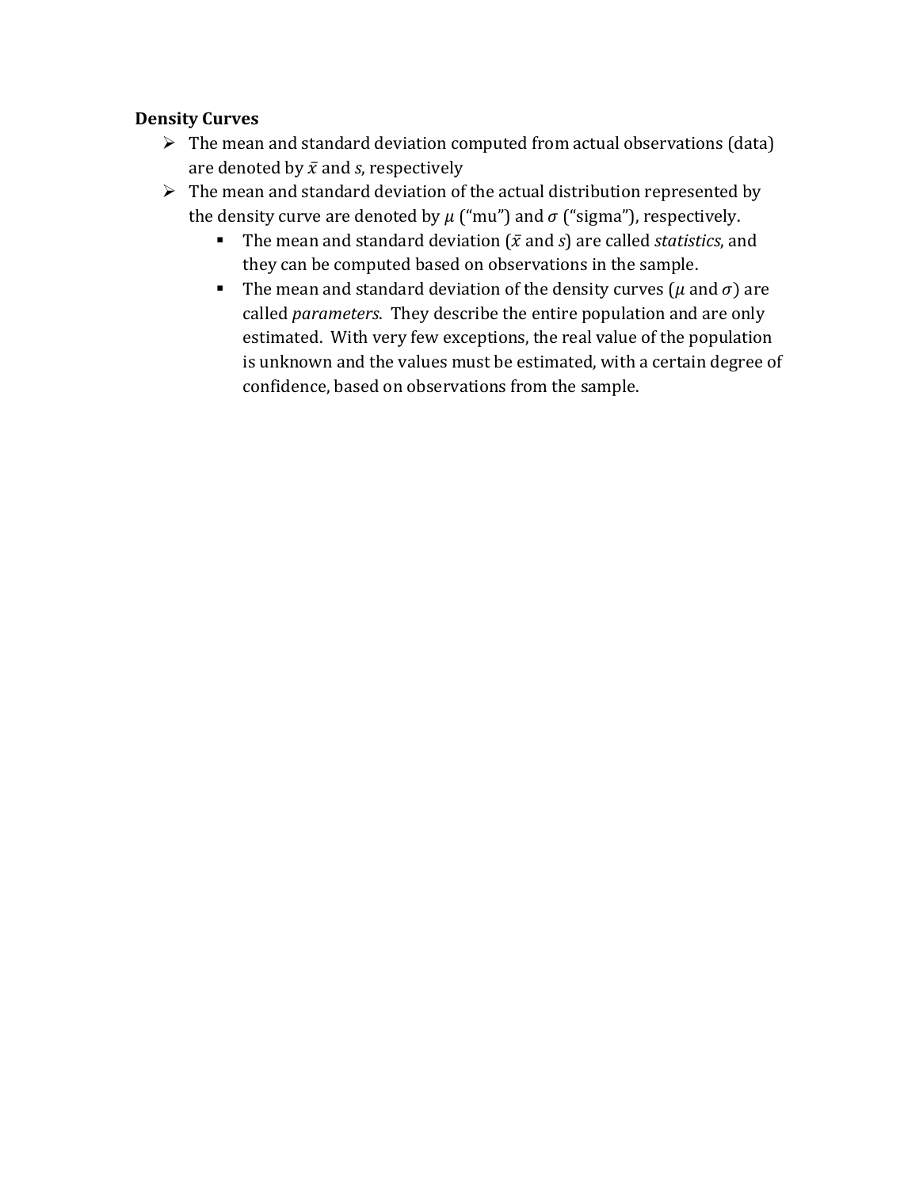**Density Curves**

- The mean and standard deviation computed from actual observations (data) are denoted by $\bar{x}$ and *s*, respectively
- The mean and standard deviation of the actual distribution represented by the density curve are denoted by $\mu$ ("mu") and $\sigma$ ("sigma"), respectively.
  - The mean and standard deviation ($\bar{x}$ and *s*) are called *statistics*, and they can be computed based on observations in the sample.
  - The mean and standard deviation of the density curves ($\mu$ and $\sigma$) are called *parameters*. They describe the entire population and are only estimated. With very few exceptions, the real value of the population is unknown and the values must be estimated, with a certain degree of confidence, based on observations from the sample.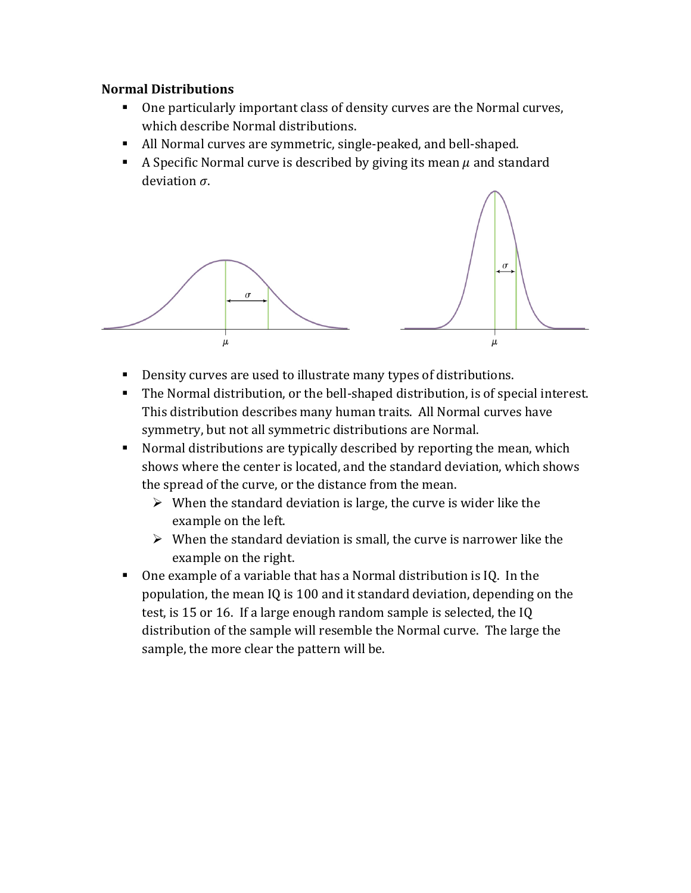**Normal Distributions**

- One particularly important class of density curves are the Normal curves, which describe Normal distributions.
- All Normal curves are symmetric, single-peaked, and bell-shaped.
- A Specific Normal curve is described by giving its mean $\mu$ and standard deviation $\sigma$.

- Density curves are used to illustrate many types of distributions.
- The Normal distribution, or the bell-shaped distribution, is of special interest. This distribution describes many human traits. All Normal curves have symmetry, but not all symmetric distributions are Normal.
- Normal distributions are typically described by reporting the mean, which shows where the center is located, and the standard deviation, which shows the spread of the curve, or the distance from the mean.
  - When the standard deviation is large, the curve is wider like the example on the left.
  - When the standard deviation is small, the curve is narrower like the example on the right.
- One example of a variable that has a Normal distribution is IQ. In the population, the mean IQ is 100 and it standard deviation, depending on the test, is 15 or 16. If a large enough random sample is selected, the IQ distribution of the sample will resemble the Normal curve. The large the sample, the more clear the pattern will be.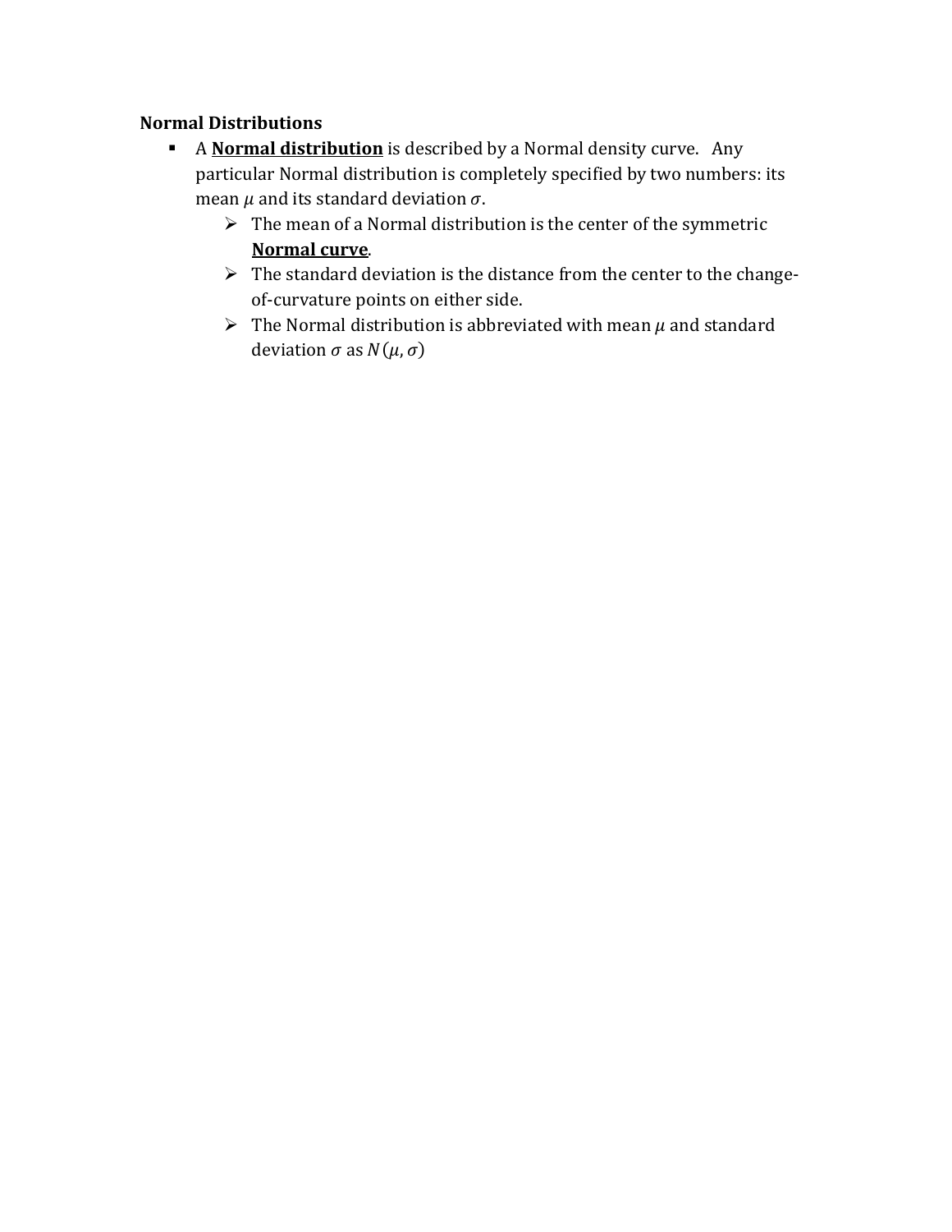**Normal Distributions**

- A **<u>Normal distribution</u>** is described by a Normal density curve. Any particular Normal distribution is completely specified by two numbers: its mean $\mu$ and its standard deviation $\sigma$.
  - The mean of a Normal distribution is the center of the symmetric **<u>Normal curve</u>**.
  - The standard deviation is the distance from the center to the change-of-curvature points on either side.
  - The Normal distribution is abbreviated with mean $\mu$ and standard deviation $\sigma$ as $N(\mu, \sigma)$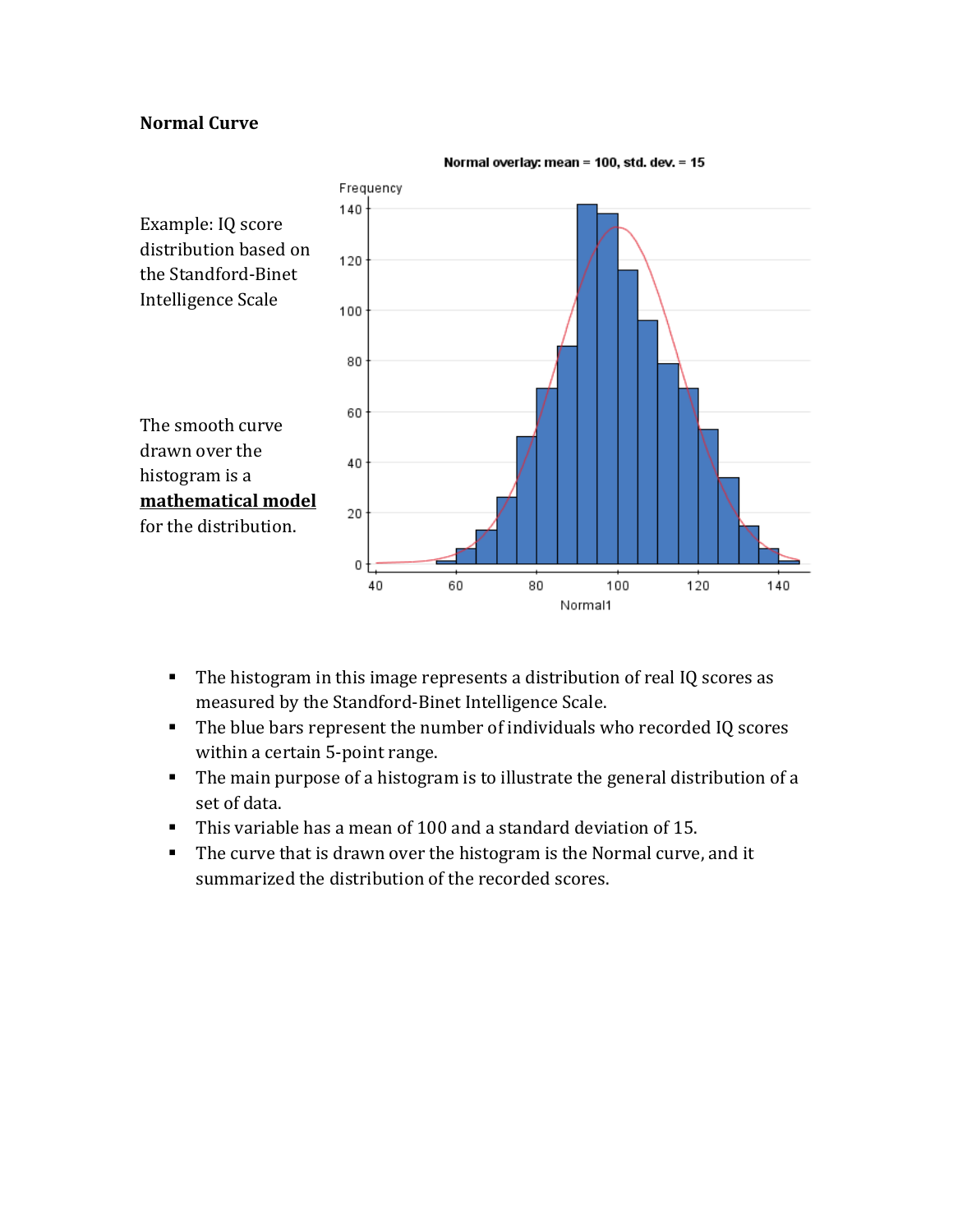**Normal Curve**

Example: IQ score distribution based on the Standford-Binet Intelligence Scale

The smooth curve drawn over the histogram is a **mathematical model** for the distribution.

- The histogram in this image represents a distribution of real IQ scores as measured by the Standford-Binet Intelligence Scale.
- The blue bars represent the number of individuals who recorded IQ scores within a certain 5-point range.
- The main purpose of a histogram is to illustrate the general distribution of a set of data.
- This variable has a mean of 100 and a standard deviation of 15.
- The curve that is drawn over the histogram is the Normal curve, and it summarized the distribution of the recorded scores.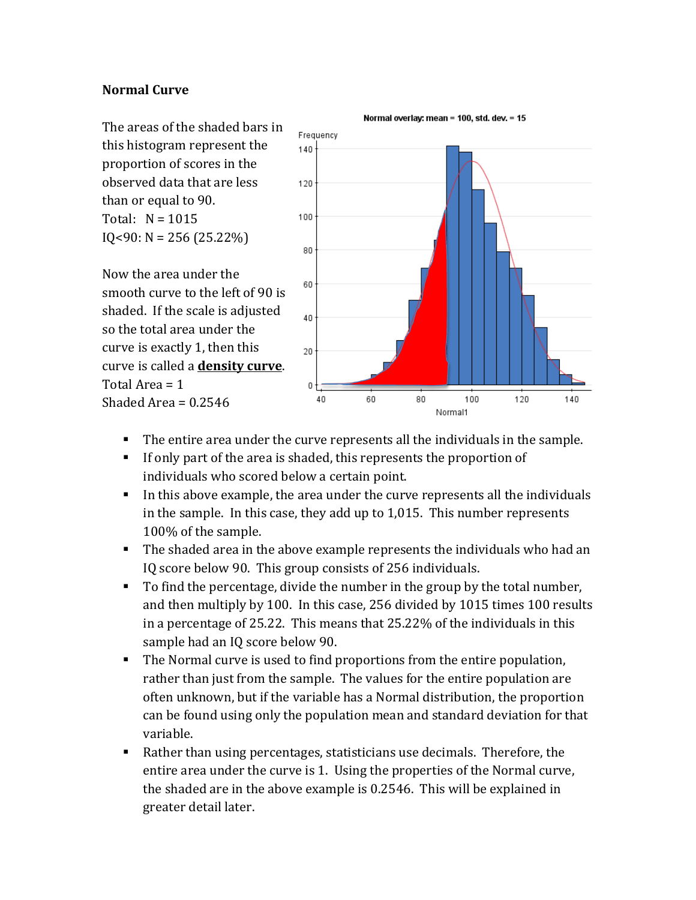**Normal Curve**

The areas of the shaded bars in this histogram represent the proportion of scores in the observed data that are less than or equal to 90.
Total: N = 1015
IQ<90: N = 256 (25.22%)

Now the area under the smooth curve to the left of 90 is shaded. If the scale is adjusted so the total area under the curve is exactly 1, then this curve is called a **density curve**.
Total Area = 1
Shaded Area = 0.2546

- The entire area under the curve represents all the individuals in the sample.
- If only part of the area is shaded, this represents the proportion of individuals who scored below a certain point.
- In this above example, the area under the curve represents all the individuals in the sample. In this case, they add up to 1,015. This number represents 100% of the sample.
- The shaded area in the above example represents the individuals who had an IQ score below 90. This group consists of 256 individuals.
- To find the percentage, divide the number in the group by the total number, and then multiply by 100. In this case, 256 divided by 1015 times 100 results in a percentage of 25.22. This means that 25.22% of the individuals in this sample had an IQ score below 90.
- The Normal curve is used to find proportions from the entire population, rather than just from the sample. The values for the entire population are often unknown, but if the variable has a Normal distribution, the proportion can be found using only the population mean and standard deviation for that variable.
- Rather than using percentages, statisticians use decimals. Therefore, the entire area under the curve is 1. Using the properties of the Normal curve, the shaded are in the above example is 0.2546. This will be explained in greater detail later.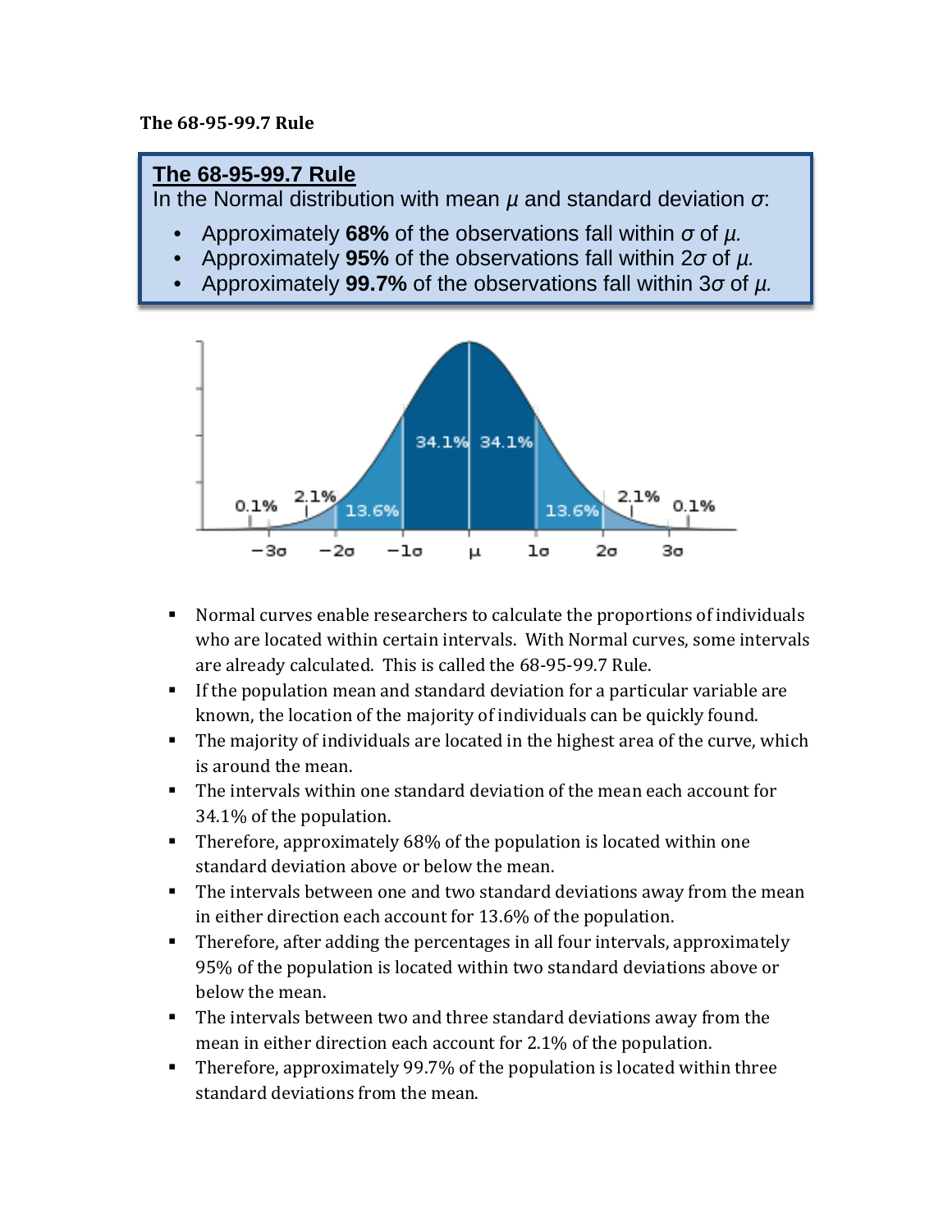**The 68-95-99.7 Rule**

> **The 68-95-99.7 Rule**
>
> In the Normal distribution with mean $\mu$ and standard deviation $\sigma$:
>
> - Approximately **68%** of the observations fall within $\sigma$ of $\mu$.
> - Approximately **95%** of the observations fall within $2\sigma$ of $\mu$.
> - Approximately **99.7%** of the observations fall within $3\sigma$ of $\mu$.

- Normal curves enable researchers to calculate the proportions of individuals who are located within certain intervals. With Normal curves, some intervals are already calculated. This is called the 68-95-99.7 Rule.
- If the population mean and standard deviation for a particular variable are known, the location of the majority of individuals can be quickly found.
- The majority of individuals are located in the highest area of the curve, which is around the mean.
- The intervals within one standard deviation of the mean each account for 34.1% of the population.
- Therefore, approximately 68% of the population is located within one standard deviation above or below the mean.
- The intervals between one and two standard deviations away from the mean in either direction each account for 13.6% of the population.
- Therefore, after adding the percentages in all four intervals, approximately 95% of the population is located within two standard deviations above or below the mean.
- The intervals between two and three standard deviations away from the mean in either direction each account for 2.1% of the population.
- Therefore, approximately 99.7% of the population is located within three standard deviations from the mean.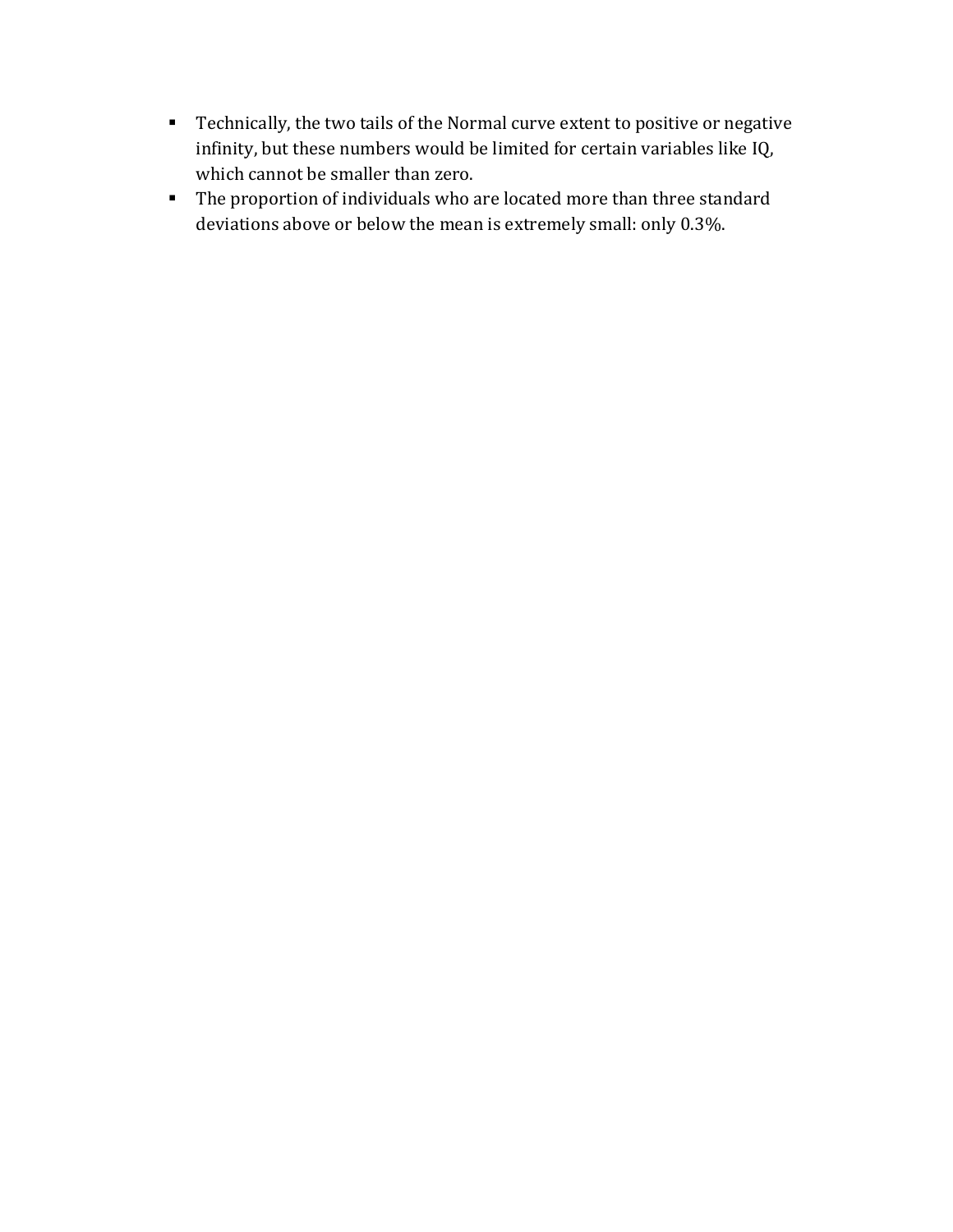- Technically, the two tails of the Normal curve extent to positive or negative infinity, but these numbers would be limited for certain variables like IQ, which cannot be smaller than zero.
- The proportion of individuals who are located more than three standard deviations above or below the mean is extremely small: only 0.3%.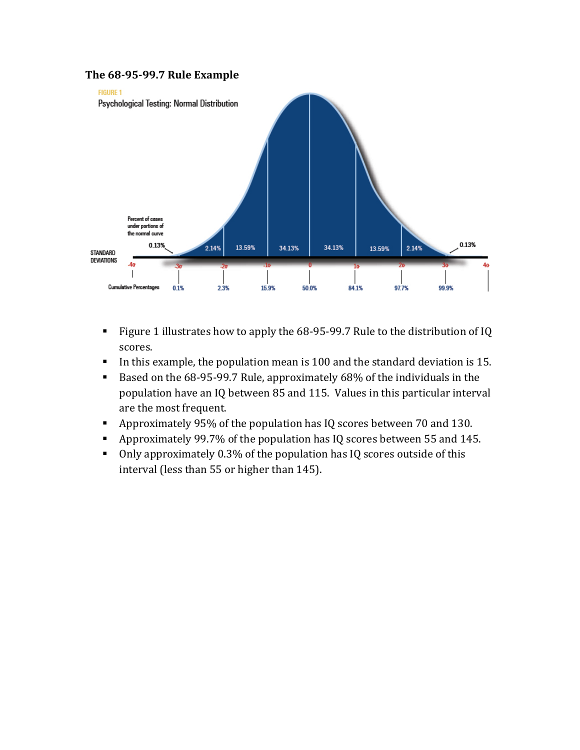**The 68-95-99.7 Rule Example**

FIGURE 1

Psychological Testing: Normal Distribution

Percent of cases under portions of the normal curve

0.13% | 2.14% | 13.59% | 34.13% | 34.13% | 13.59% | 2.14% | 0.13%

STANDARD DEVIATIONS: -4σ, -3σ, -2σ, -1σ, 0, 1σ, 2σ, 3σ, 4σ

Cumulative Percentages: 0.1%, 2.3%, 15.9%, 50.0%, 84.1%, 97.7%, 99.9%

- Figure 1 illustrates how to apply the 68-95-99.7 Rule to the distribution of IQ scores.
- In this example, the population mean is 100 and the standard deviation is 15.
- Based on the 68-95-99.7 Rule, approximately 68% of the individuals in the population have an IQ between 85 and 115. Values in this particular interval are the most frequent.
- Approximately 95% of the population has IQ scores between 70 and 130.
- Approximately 99.7% of the population has IQ scores between 55 and 145.
- Only approximately 0.3% of the population has IQ scores outside of this interval (less than 55 or higher than 145).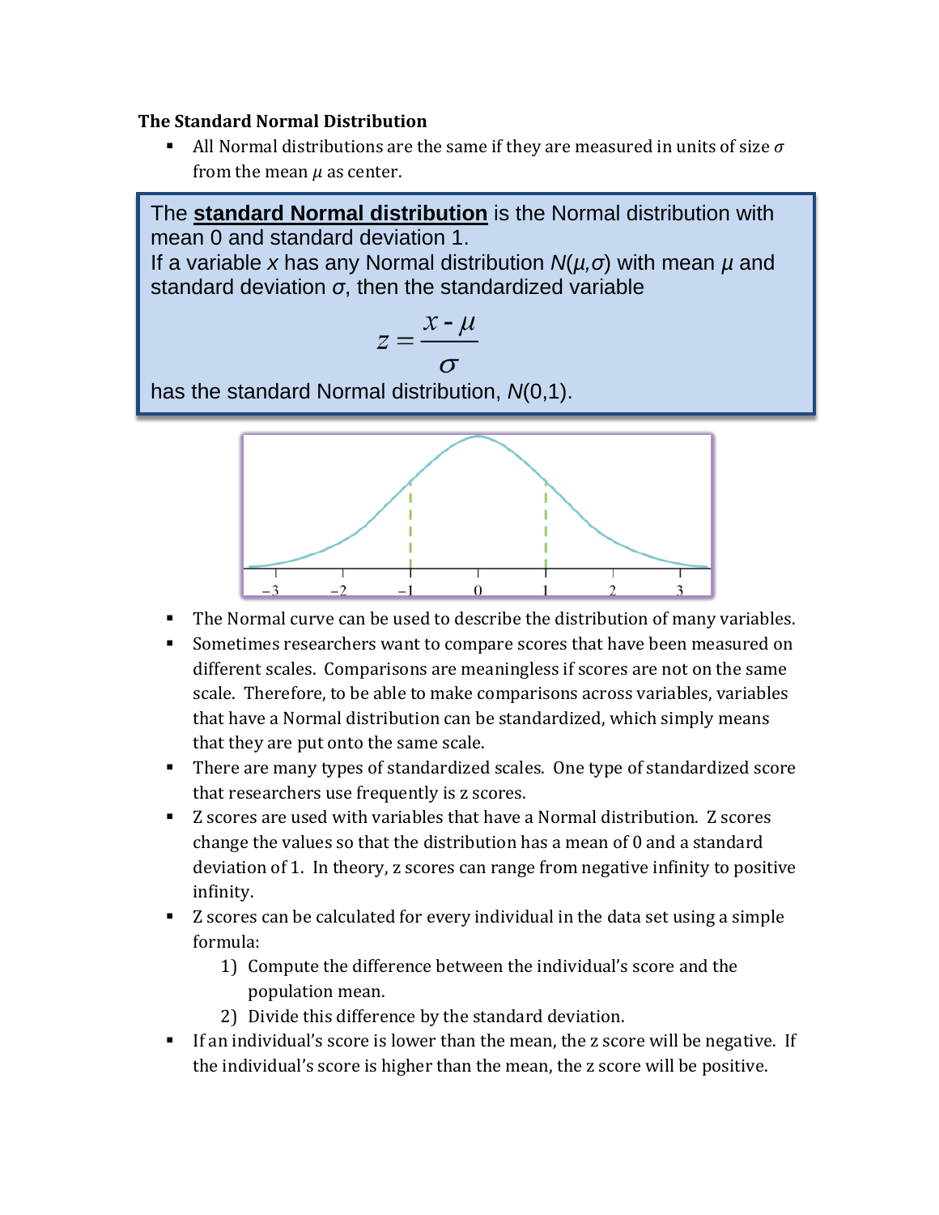**The Standard Normal Distribution**

- All Normal distributions are the same if they are measured in units of size $\sigma$ from the mean $\mu$ as center.

The **standard Normal distribution** is the Normal distribution with mean 0 and standard deviation 1.
If a variable $x$ has any Normal distribution $N(\mu,\sigma)$ with mean $\mu$ and standard deviation $\sigma$, then the standardized variable

$$z = \frac{x - \mu}{\sigma}$$

has the standard Normal distribution, $N(0,1)$.

- The Normal curve can be used to describe the distribution of many variables.
- Sometimes researchers want to compare scores that have been measured on different scales. Comparisons are meaningless if scores are not on the same scale. Therefore, to be able to make comparisons across variables, variables that have a Normal distribution can be standardized, which simply means that they are put onto the same scale.
- There are many types of standardized scales. One type of standardized score that researchers use frequently is z scores.
- Z scores are used with variables that have a Normal distribution. Z scores change the values so that the distribution has a mean of 0 and a standard deviation of 1. In theory, z scores can range from negative infinity to positive infinity.
- Z scores can be calculated for every individual in the data set using a simple formula:
  1) Compute the difference between the individual's score and the population mean.
  2) Divide this difference by the standard deviation.
- If an individual's score is lower than the mean, the z score will be negative. If the individual's score is higher than the mean, the z score will be positive.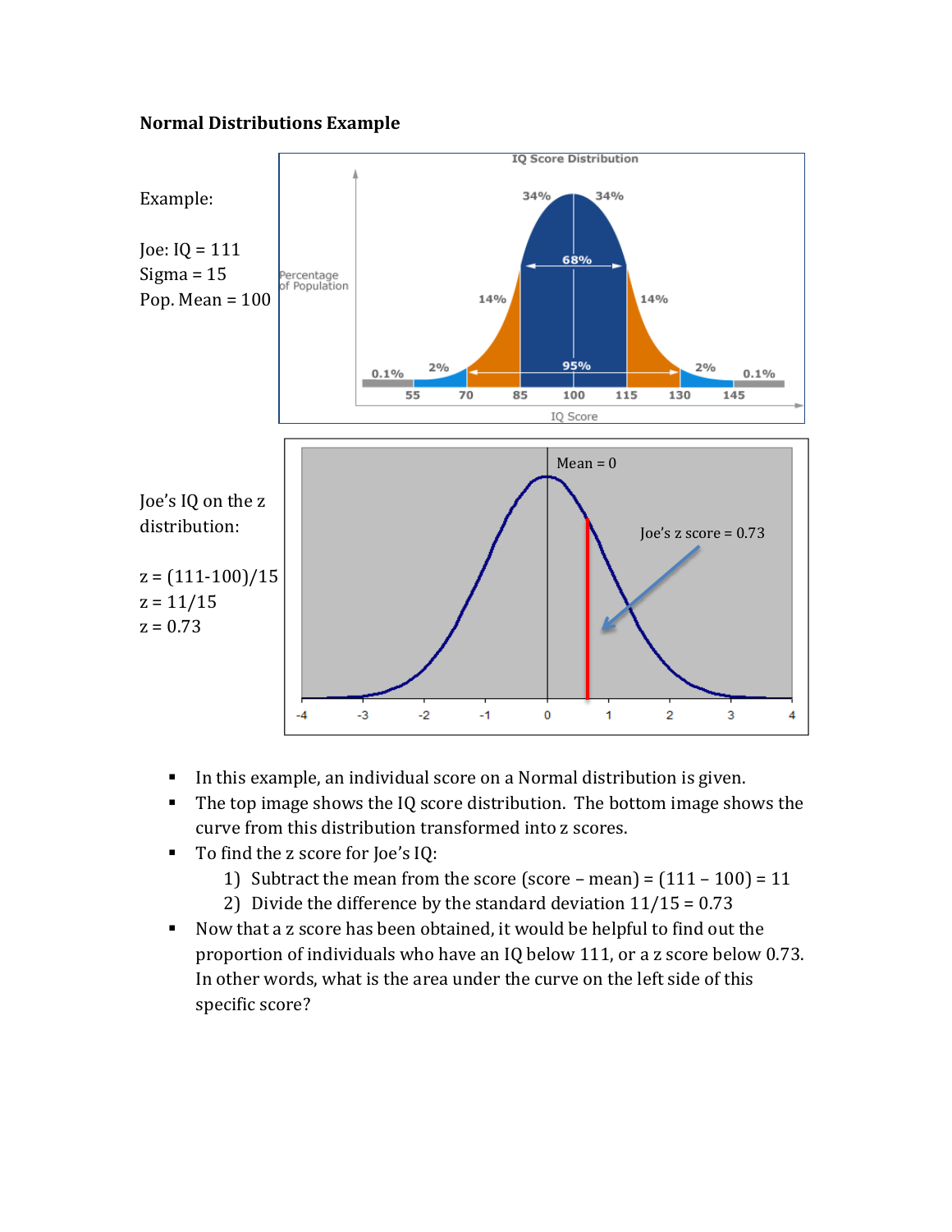**Normal Distributions Example**

Example:

Joe: IQ = 111
Sigma = 15
Pop. Mean = 100

Joe's IQ on the z distribution:

z = (111-100)/15
z = 11/15
z = 0.73

- In this example, an individual score on a Normal distribution is given.
- The top image shows the IQ score distribution. The bottom image shows the curve from this distribution transformed into z scores.
- To find the z score for Joe's IQ:
  1) Subtract the mean from the score (score – mean) = (111 – 100) = 11
  2) Divide the difference by the standard deviation 11/15 = 0.73
- Now that a z score has been obtained, it would be helpful to find out the proportion of individuals who have an IQ below 111, or a z score below 0.73. In other words, what is the area under the curve on the left side of this specific score?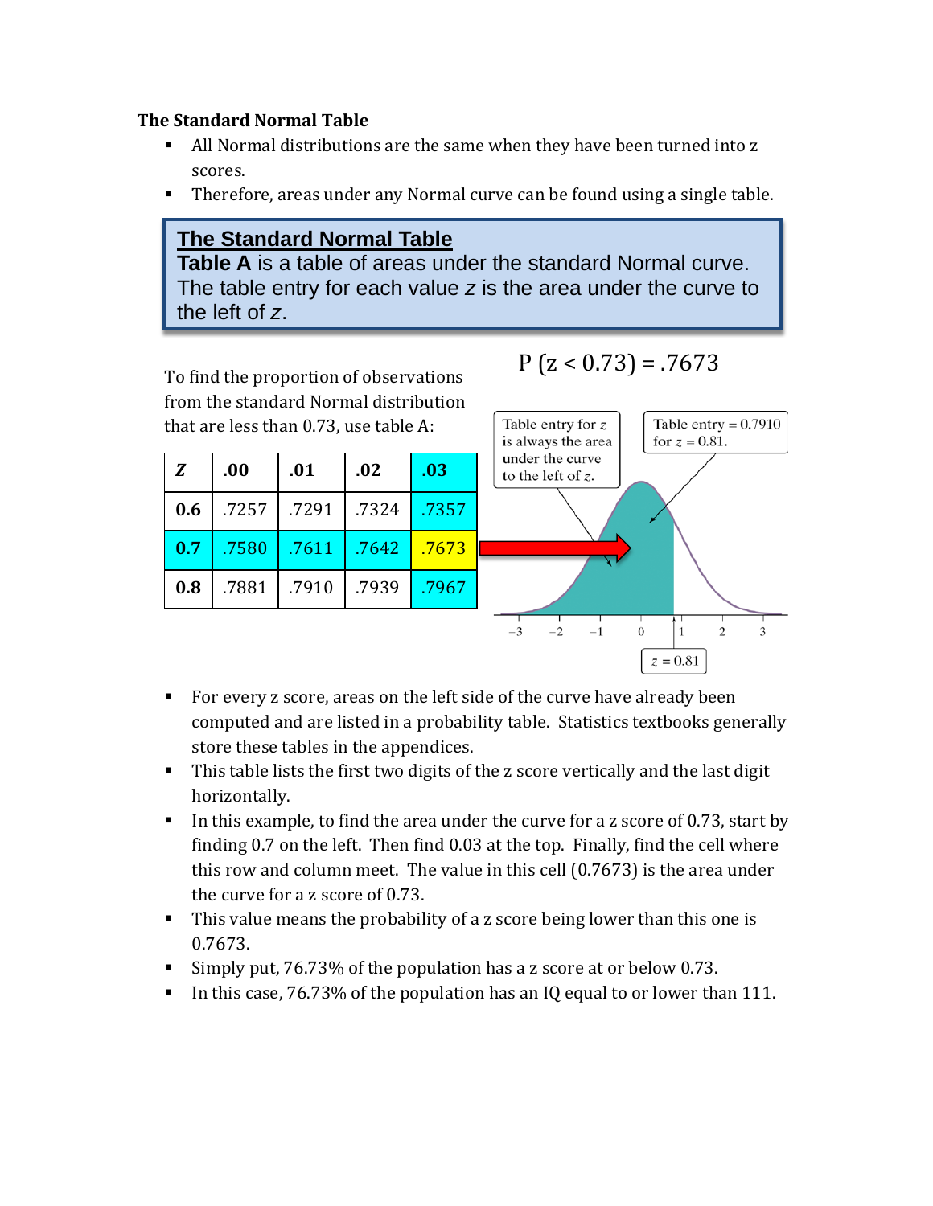**The Standard Normal Table**

- All Normal distributions are the same when they have been turned into z scores.
- Therefore, areas under any Normal curve can be found using a single table.

> **The Standard Normal Table**
> **Table A** is a table of areas under the standard Normal curve. The table entry for each value *z* is the area under the curve to the left of *z*.

To find the proportion of observations from the standard Normal distribution that are less than 0.73, use table A:

$$P\ (z < 0.73) = .7673$$

| Z | .00 | .01 | .02 | .03 |
|---|---|---|---|---|
| 0.6 | .7257 | .7291 | .7324 | .7357 |
| 0.7 | .7580 | .7611 | .7642 | .7673 |
| 0.8 | .7881 | .7910 | .7939 | .7967 |

Table entry for $z$ is always the area under the curve to the left of $z$.

Table entry = 0.7910 for $z$ = 0.81.

$z$ = 0.81

- For every z score, areas on the left side of the curve have already been computed and are listed in a probability table. Statistics textbooks generally store these tables in the appendices.
- This table lists the first two digits of the z score vertically and the last digit horizontally.
- In this example, to find the area under the curve for a z score of 0.73, start by finding 0.7 on the left. Then find 0.03 at the top. Finally, find the cell where this row and column meet. The value in this cell (0.7673) is the area under the curve for a z score of 0.73.
- This value means the probability of a z score being lower than this one is 0.7673.
- Simply put, 76.73% of the population has a z score at or below 0.73.
- In this case, 76.73% of the population has an IQ equal to or lower than 111.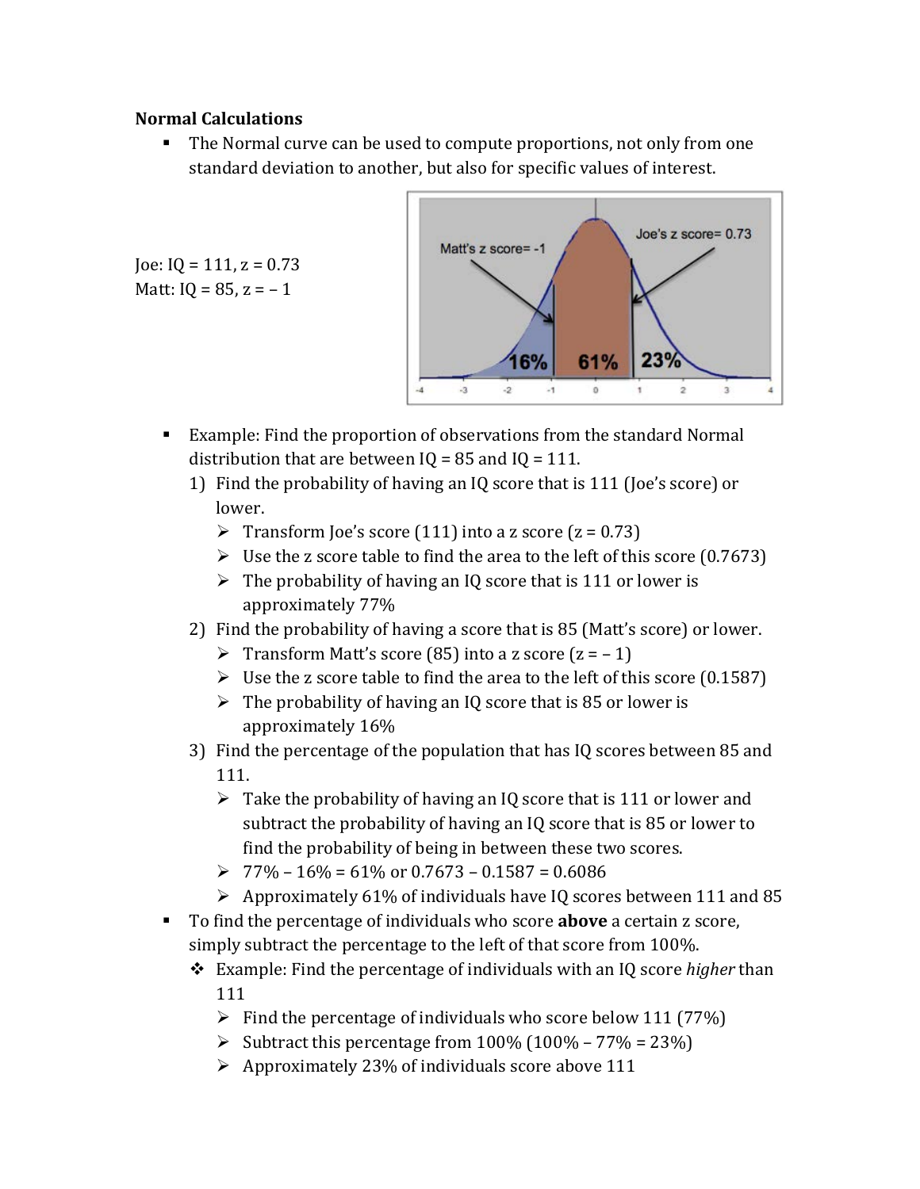**Normal Calculations**

- The Normal curve can be used to compute proportions, not only from one standard deviation to another, but also for specific values of interest.

Joe: IQ = 111, z = 0.73
Matt: IQ = 85, z = – 1

- Example: Find the proportion of observations from the standard Normal distribution that are between IQ = 85 and IQ = 111.
  1) Find the probability of having an IQ score that is 111 (Joe's score) or lower.
     - Transform Joe's score (111) into a z score (z = 0.73)
     - Use the z score table to find the area to the left of this score (0.7673)
     - The probability of having an IQ score that is 111 or lower is approximately 77%
  2) Find the probability of having a score that is 85 (Matt's score) or lower.
     - Transform Matt's score (85) into a z score (z = – 1)
     - Use the z score table to find the area to the left of this score (0.1587)
     - The probability of having an IQ score that is 85 or lower is approximately 16%
  3) Find the percentage of the population that has IQ scores between 85 and 111.
     - Take the probability of having an IQ score that is 111 or lower and subtract the probability of having an IQ score that is 85 or lower to find the probability of being in between these two scores.
     - 77% – 16% = 61% or 0.7673 – 0.1587 = 0.6086
     - Approximately 61% of individuals have IQ scores between 111 and 85
- To find the percentage of individuals who score **above** a certain z score, simply subtract the percentage to the left of that score from 100%.
  - Example: Find the percentage of individuals with an IQ score *higher* than 111
    - Find the percentage of individuals who score below 111 (77%)
    - Subtract this percentage from 100% (100% – 77% = 23%)
    - Approximately 23% of individuals score above 111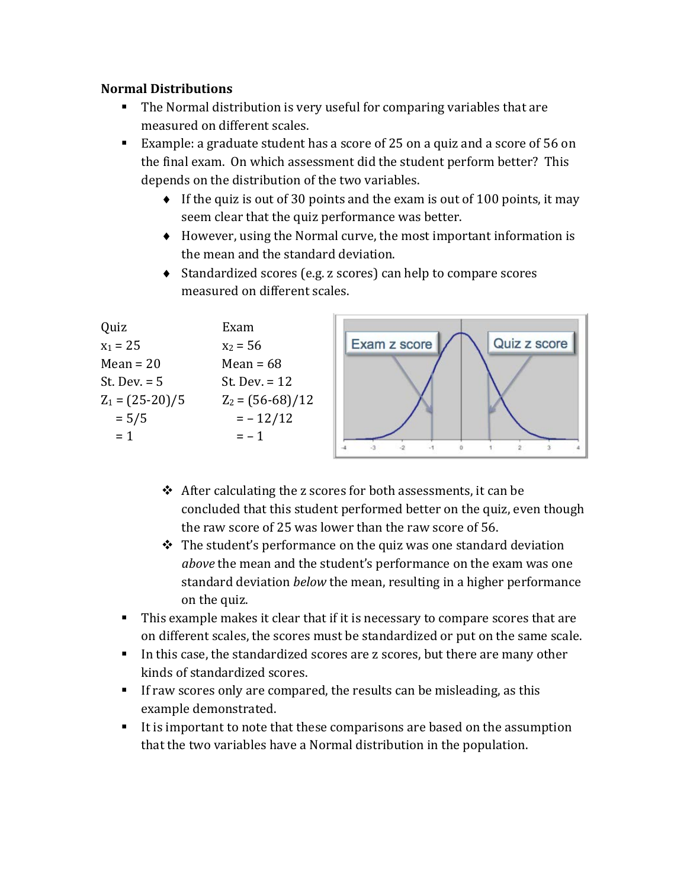**Normal Distributions**

- The Normal distribution is very useful for comparing variables that are measured on different scales.
- Example: a graduate student has a score of 25 on a quiz and a score of 56 on the final exam. On which assessment did the student perform better? This depends on the distribution of the two variables.
  - If the quiz is out of 30 points and the exam is out of 100 points, it may seem clear that the quiz performance was better.
  - However, using the Normal curve, the most important information is the mean and the standard deviation.
  - Standardized scores (e.g. z scores) can help to compare scores measured on different scales.

| Quiz | Exam |
|---|---|
| $x_1 = 25$ | $x_2 = 56$ |
| Mean = 20 | Mean = 68 |
| St. Dev. = 5 | St. Dev. = 12 |
| $Z_1 = (25-20)/5$ | $Z_2 = (56-68)/12$ |
| $= 5/5$ | $= -12/12$ |
| $= 1$ | $= -1$ |

- After calculating the z scores for both assessments, it can be concluded that this student performed better on the quiz, even though the raw score of 25 was lower than the raw score of 56.
- The student's performance on the quiz was one standard deviation *above* the mean and the student's performance on the exam was one standard deviation *below* the mean, resulting in a higher performance on the quiz.

- This example makes it clear that if it is necessary to compare scores that are on different scales, the scores must be standardized or put on the same scale.
- In this case, the standardized scores are z scores, but there are many other kinds of standardized scores.
- If raw scores only are compared, the results can be misleading, as this example demonstrated.
- It is important to note that these comparisons are based on the assumption that the two variables have a Normal distribution in the population.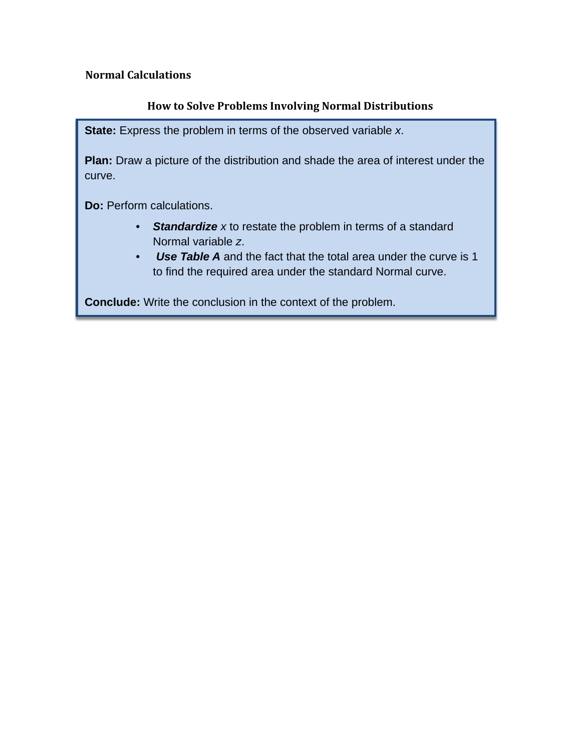**Normal Calculations**

### How to Solve Problems Involving Normal Distributions

**State:** Express the problem in terms of the observed variable *x*.

**Plan:** Draw a picture of the distribution and shade the area of interest under the curve.

**Do:** Perform calculations.

- ***Standardize*** *x* to restate the problem in terms of a standard Normal variable *z*.
- ***Use Table A*** and the fact that the total area under the curve is 1 to find the required area under the standard Normal curve.

**Conclude:** Write the conclusion in the context of the problem.